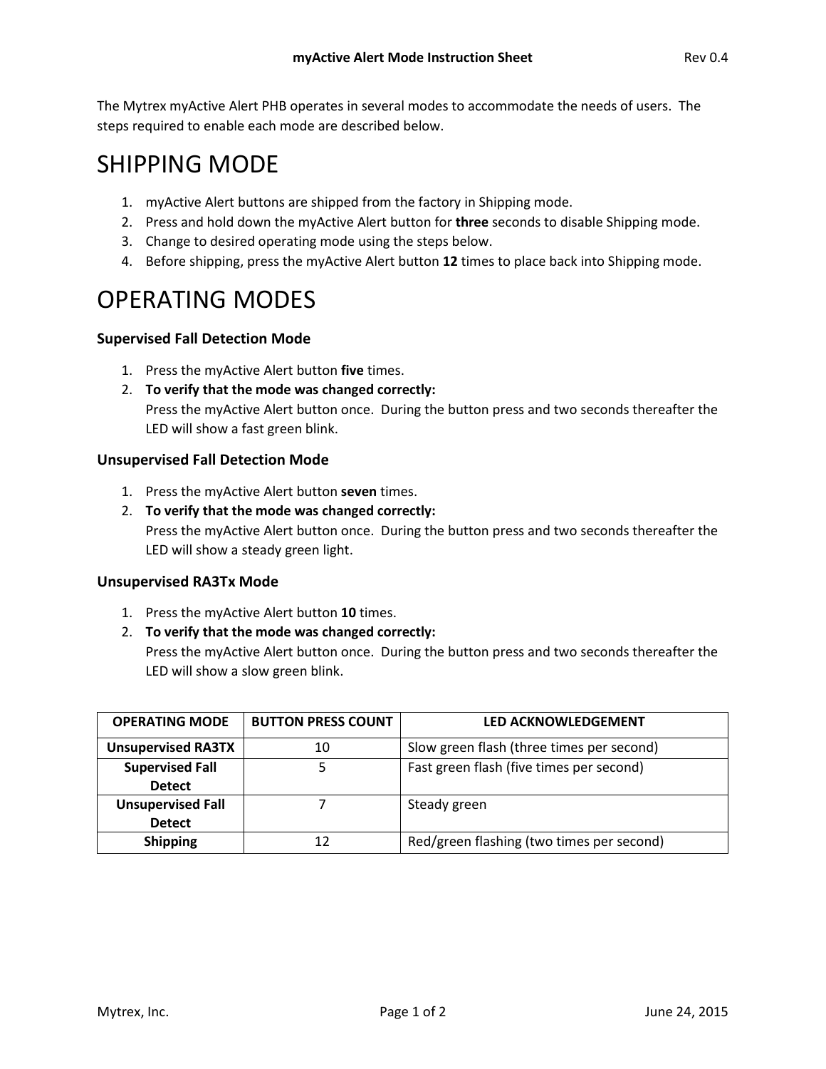The Mytrex myActive Alert PHB operates in several modes to accommodate the needs of users. The steps required to enable each mode are described below.

# SHIPPING MODE

1. myActive Alert buttons are shipped from the factory in Shipping mode.
2. Press and hold down the myActive Alert button for **three** seconds to disable Shipping mode.
3. Change to desired operating mode using the steps below.
4. Before shipping, press the myActive Alert button **12** times to place back into Shipping mode.

# OPERATING MODES

### Supervised Fall Detection Mode

1. Press the myActive Alert button **five** times.
2. **To verify that the mode was changed correctly:**
   Press the myActive Alert button once. During the button press and two seconds thereafter the LED will show a fast green blink.

### Unsupervised Fall Detection Mode

1. Press the myActive Alert button **seven** times.
2. **To verify that the mode was changed correctly:**
   Press the myActive Alert button once. During the button press and two seconds thereafter the LED will show a steady green light.

### Unsupervised RA3Tx Mode

1. Press the myActive Alert button **10** times.
2. **To verify that the mode was changed correctly:**
   Press the myActive Alert button once. During the button press and two seconds thereafter the LED will show a slow green blink.

| OPERATING MODE | BUTTON PRESS COUNT | LED ACKNOWLEDGEMENT |
|---|---|---|
| **Unsupervised RA3TX** | 10 | Slow green flash (three times per second) |
| **Supervised Fall Detect** | 5 | Fast green flash (five times per second) |
| **Unsupervised Fall Detect** | 7 | Steady green |
| **Shipping** | 12 | Red/green flashing (two times per second) |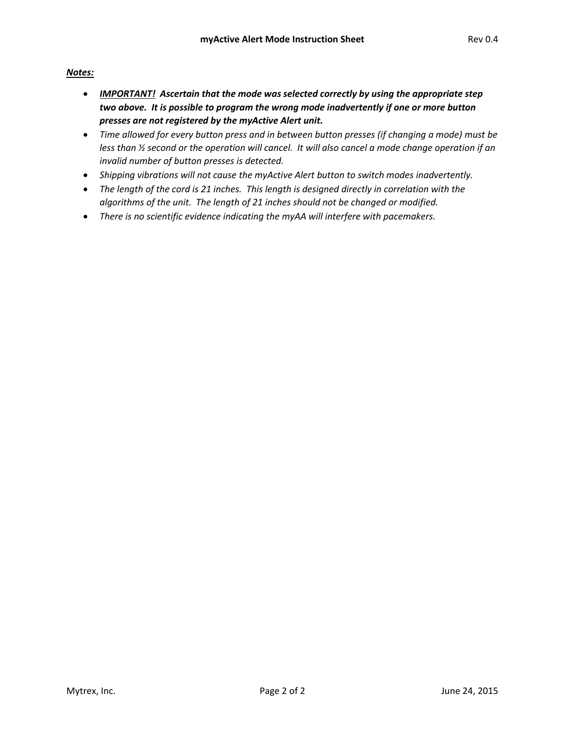***Notes:***

- ***IMPORTANT!* Ascertain that the mode was selected correctly by using the appropriate step two above. It is possible to program the wrong mode inadvertently if one or more button presses are not registered by the myActive Alert unit.**
- *Time allowed for every button press and in between button presses (if changing a mode) must be less than ½ second or the operation will cancel. It will also cancel a mode change operation if an invalid number of button presses is detected.*
- *Shipping vibrations will not cause the myActive Alert button to switch modes inadvertently.*
- *The length of the cord is 21 inches. This length is designed directly in correlation with the algorithms of the unit. The length of 21 inches should not be changed or modified.*
- *There is no scientific evidence indicating the myAA will interfere with pacemakers.*